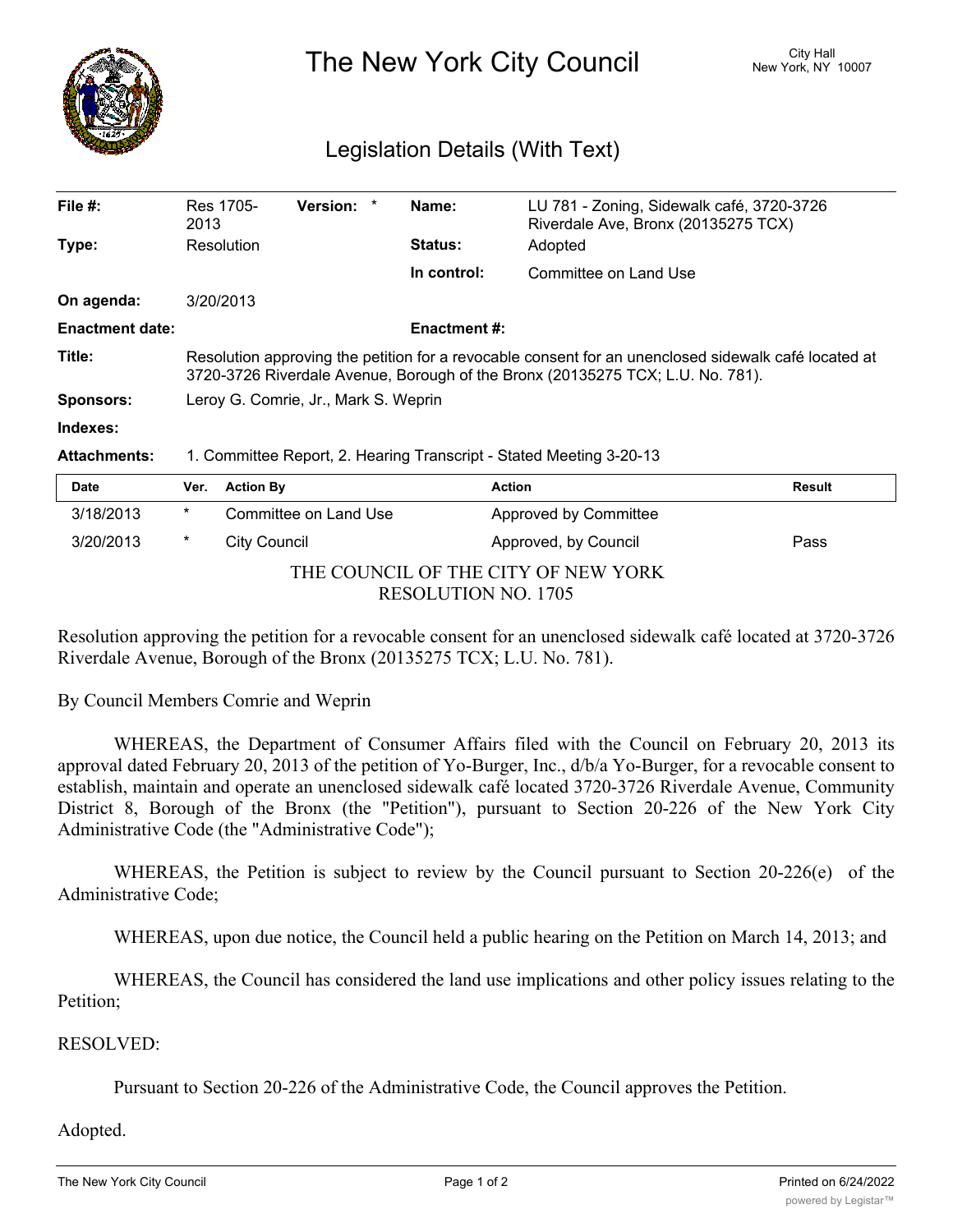# The New York City Council

City Hall
New York, NY 10007

## Legislation Details (With Text)

| | | | |
|---|---|---|---|
| **File #:** | Res 1705-2013 **Version:** * | **Name:** | LU 781 - Zoning, Sidewalk café, 3720-3726 Riverdale Ave, Bronx (20135275 TCX) |
| **Type:** | Resolution | **Status:** | Adopted |
| | | **In control:** | Committee on Land Use |
| **On agenda:** | 3/20/2013 | | |
| **Enactment date:** | | **Enactment #:** | |
| **Title:** | Resolution approving the petition for a revocable consent for an unenclosed sidewalk café located at 3720-3726 Riverdale Avenue, Borough of the Bronx (20135275 TCX; L.U. No. 781). | | |
| **Sponsors:** | Leroy G. Comrie, Jr., Mark S. Weprin | | |
| **Indexes:** | | | |
| **Attachments:** | 1. Committee Report, 2. Hearing Transcript - Stated Meeting 3-20-13 | | |

| Date | Ver. | Action By | Action | Result |
|---|---|---|---|---|
| 3/18/2013 | * | Committee on Land Use | Approved by Committee | |
| 3/20/2013 | * | City Council | Approved, by Council | Pass |

THE COUNCIL OF THE CITY OF NEW YORK
RESOLUTION NO. 1705

Resolution approving the petition for a revocable consent for an unenclosed sidewalk café located at 3720-3726 Riverdale Avenue, Borough of the Bronx (20135275 TCX; L.U. No. 781).

By Council Members Comrie and Weprin

WHEREAS, the Department of Consumer Affairs filed with the Council on February 20, 2013 its approval dated February 20, 2013 of the petition of Yo-Burger, Inc., d/b/a Yo-Burger, for a revocable consent to establish, maintain and operate an unenclosed sidewalk café located 3720-3726 Riverdale Avenue, Community District 8, Borough of the Bronx (the "Petition"), pursuant to Section 20-226 of the New York City Administrative Code (the "Administrative Code");

WHEREAS, the Petition is subject to review by the Council pursuant to Section 20-226(e) of the Administrative Code;

WHEREAS, upon due notice, the Council held a public hearing on the Petition on March 14, 2013; and

WHEREAS, the Council has considered the land use implications and other policy issues relating to the Petition;

RESOLVED:

Pursuant to Section 20-226 of the Administrative Code, the Council approves the Petition.

Adopted.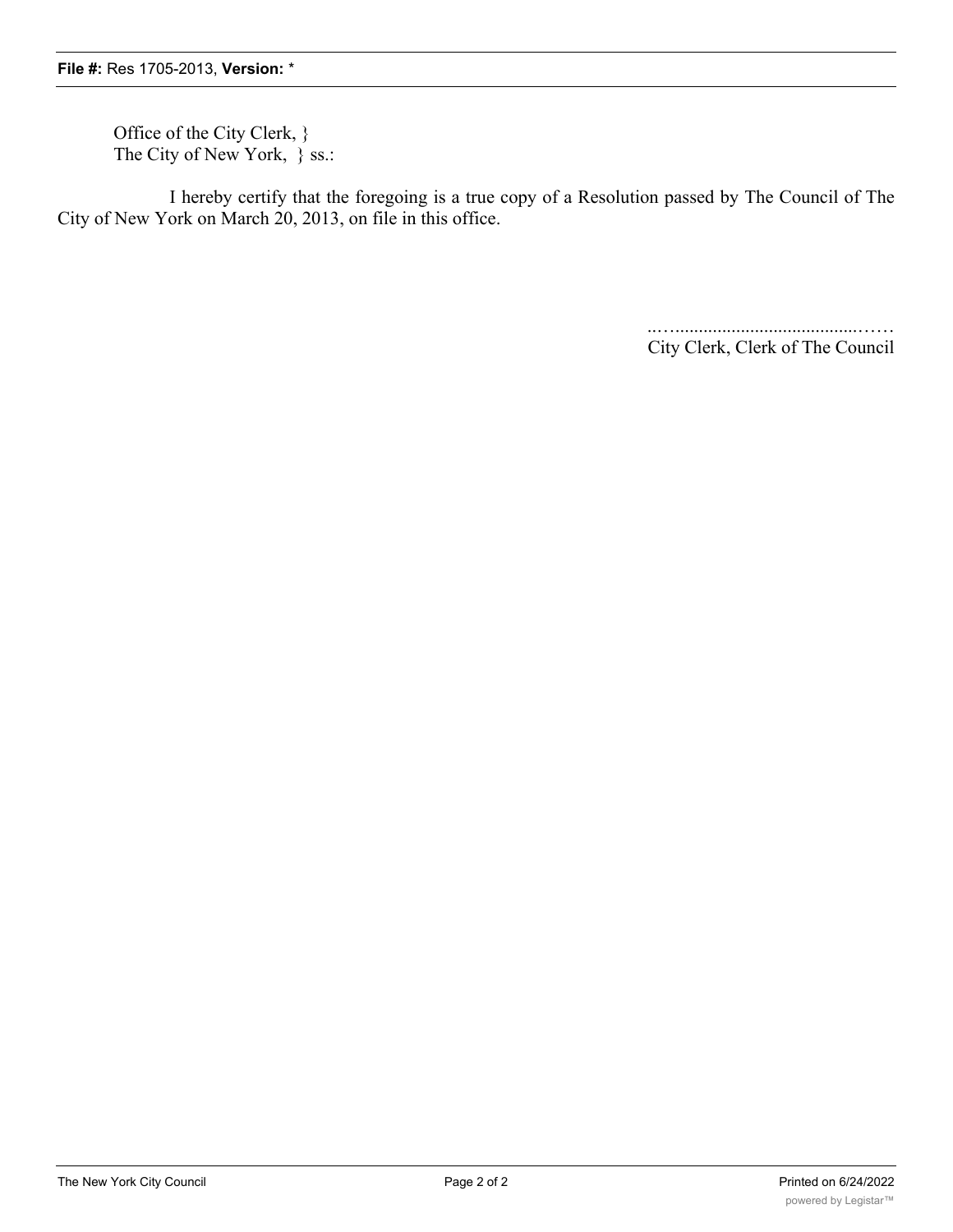Office of the City Clerk, }
The City of New York, } ss.:

I hereby certify that the foregoing is a true copy of a Resolution passed by The Council of The City of New York on March 20, 2013, on file in this office.

..….......................................……
City Clerk, Clerk of The Council